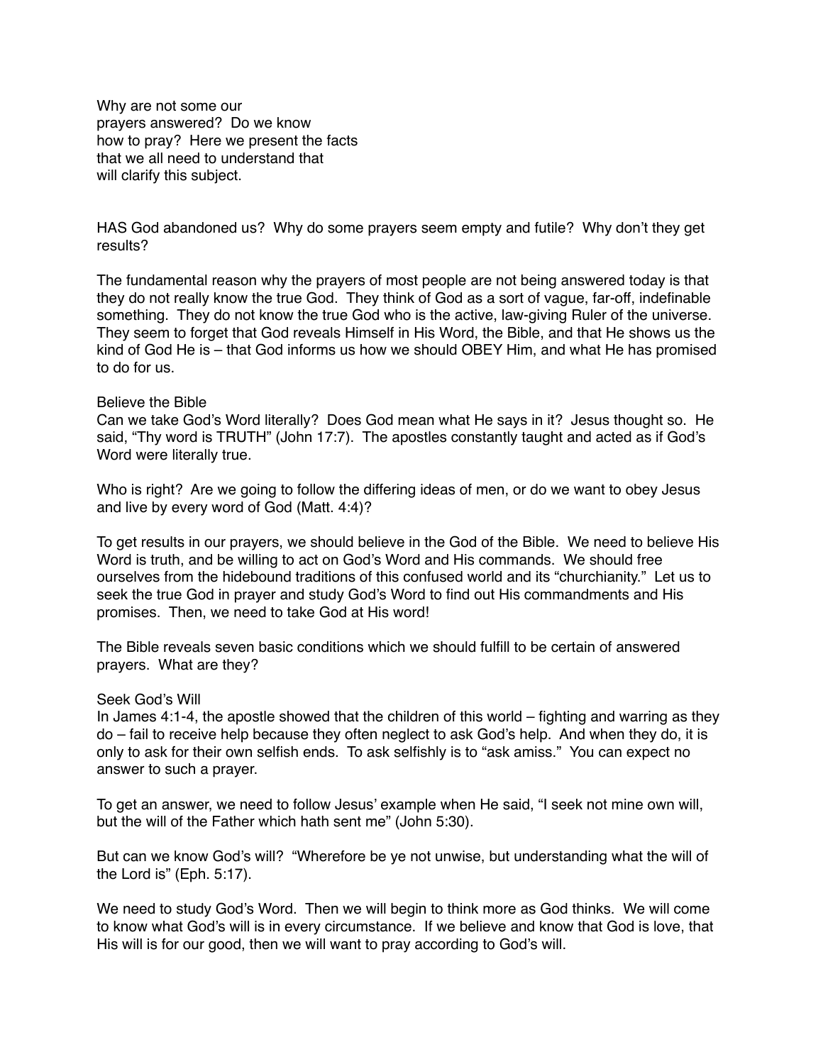Why are not some our prayers answered? Do we know how to pray? Here we present the facts that we all need to understand that will clarify this subject.

HAS God abandoned us? Why do some prayers seem empty and futile? Why don't they get results?

The fundamental reason why the prayers of most people are not being answered today is that they do not really know the true God. They think of God as a sort of vague, far-off, indefinable something. They do not know the true God who is the active, law-giving Ruler of the universe. They seem to forget that God reveals Himself in His Word, the Bible, and that He shows us the kind of God He is – that God informs us how we should OBEY Him, and what He has promised to do for us.

## Believe the Bible

Can we take God's Word literally? Does God mean what He says in it? Jesus thought so. He said, "Thy word is TRUTH" (John 17:7). The apostles constantly taught and acted as if God's Word were literally true.

Who is right? Are we going to follow the differing ideas of men, or do we want to obey Jesus and live by every word of God (Matt. 4:4)?

To get results in our prayers, we should believe in the God of the Bible. We need to believe His Word is truth, and be willing to act on God's Word and His commands. We should free ourselves from the hidebound traditions of this confused world and its "churchianity." Let us to seek the true God in prayer and study God's Word to find out His commandments and His promises. Then, we need to take God at His word!

The Bible reveals seven basic conditions which we should fulfill to be certain of answered prayers. What are they?

## Seek God's Will

In James 4:1-4, the apostle showed that the children of this world – fighting and warring as they do – fail to receive help because they often neglect to ask God's help. And when they do, it is only to ask for their own selfish ends. To ask selfishly is to "ask amiss." You can expect no answer to such a prayer.

To get an answer, we need to follow Jesus' example when He said, "I seek not mine own will, but the will of the Father which hath sent me" (John 5:30).

But can we know God's will? "Wherefore be ye not unwise, but understanding what the will of the Lord is" (Eph. 5:17).

We need to study God's Word. Then we will begin to think more as God thinks. We will come to know what God's will is in every circumstance. If we believe and know that God is love, that His will is for our good, then we will want to pray according to God's will.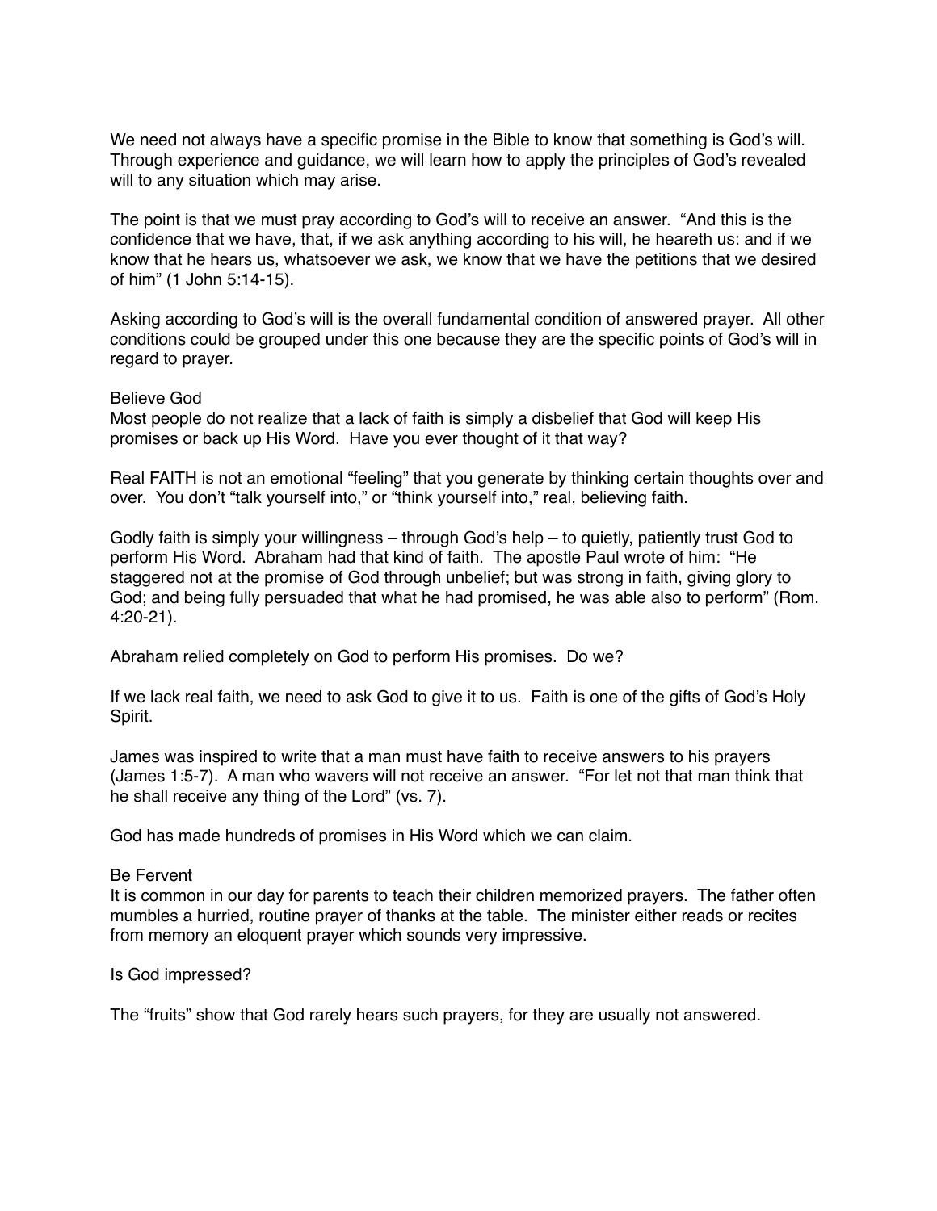We need not always have a specific promise in the Bible to know that something is God's will. Through experience and guidance, we will learn how to apply the principles of God's revealed will to any situation which may arise.

The point is that we must pray according to God's will to receive an answer. "And this is the confidence that we have, that, if we ask anything according to his will, he heareth us: and if we know that he hears us, whatsoever we ask, we know that we have the petitions that we desired of him" (1 John 5:14-15).

Asking according to God's will is the overall fundamental condition of answered prayer. All other conditions could be grouped under this one because they are the specific points of God's will in regard to prayer.

### Believe God

Most people do not realize that a lack of faith is simply a disbelief that God will keep His promises or back up His Word. Have you ever thought of it that way?

Real FAITH is not an emotional "feeling" that you generate by thinking certain thoughts over and over. You don't "talk yourself into," or "think yourself into," real, believing faith.

Godly faith is simply your willingness – through God's help – to quietly, patiently trust God to perform His Word. Abraham had that kind of faith. The apostle Paul wrote of him: "He staggered not at the promise of God through unbelief; but was strong in faith, giving glory to God; and being fully persuaded that what he had promised, he was able also to perform" (Rom. 4:20-21).

Abraham relied completely on God to perform His promises. Do we?

If we lack real faith, we need to ask God to give it to us. Faith is one of the gifts of God's Holy Spirit.

James was inspired to write that a man must have faith to receive answers to his prayers (James 1:5-7). A man who wavers will not receive an answer. "For let not that man think that he shall receive any thing of the Lord" (vs. 7).

God has made hundreds of promises in His Word which we can claim.

### Be Fervent

It is common in our day for parents to teach their children memorized prayers. The father often mumbles a hurried, routine prayer of thanks at the table. The minister either reads or recites from memory an eloquent prayer which sounds very impressive.

Is God impressed?

The "fruits" show that God rarely hears such prayers, for they are usually not answered.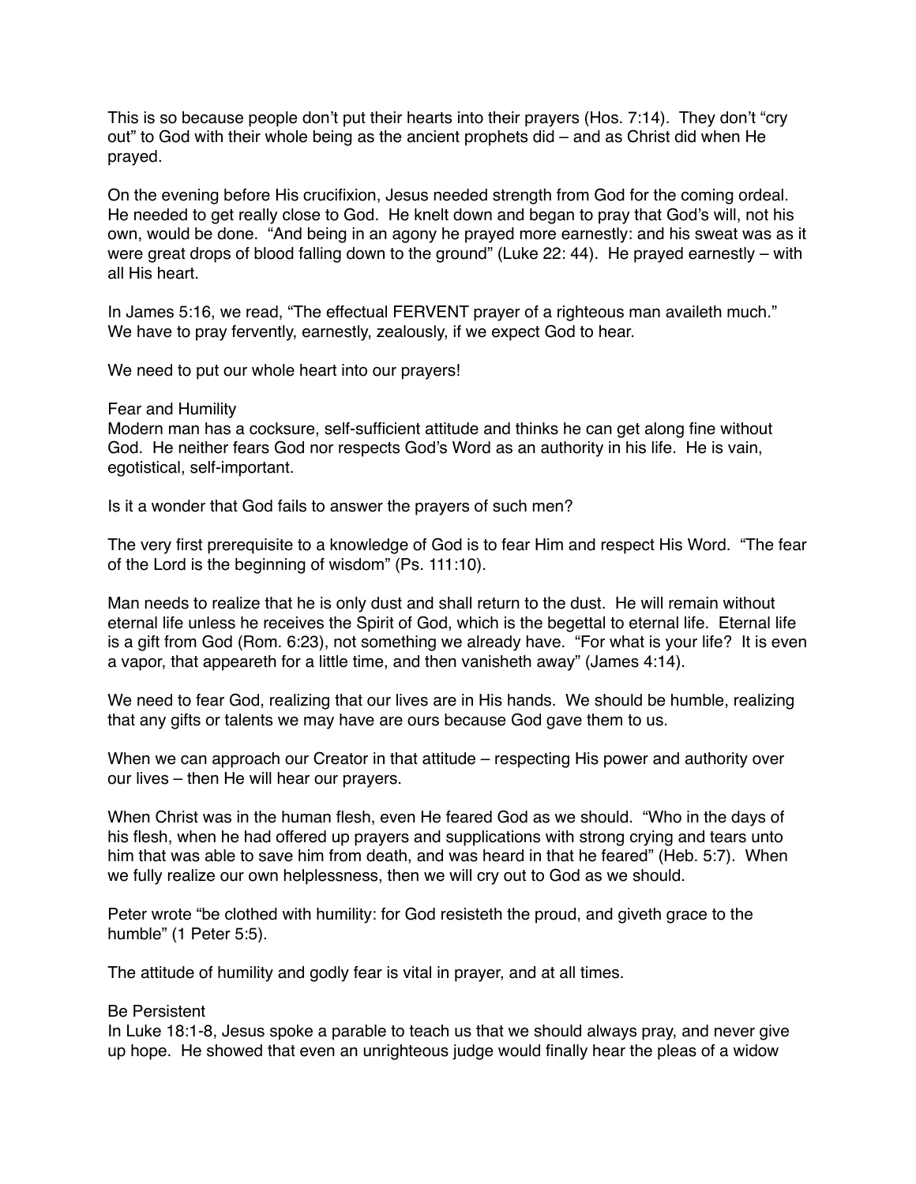This is so because people don't put their hearts into their prayers (Hos. 7:14). They don't "cry out" to God with their whole being as the ancient prophets did – and as Christ did when He prayed.

On the evening before His crucifixion, Jesus needed strength from God for the coming ordeal. He needed to get really close to God. He knelt down and began to pray that God's will, not his own, would be done. "And being in an agony he prayed more earnestly: and his sweat was as it were great drops of blood falling down to the ground" (Luke 22: 44). He prayed earnestly – with all His heart.

In James 5:16, we read, "The effectual FERVENT prayer of a righteous man availeth much." We have to pray fervently, earnestly, zealously, if we expect God to hear.

We need to put our whole heart into our prayers!

## Fear and Humility

Modern man has a cocksure, self-sufficient attitude and thinks he can get along fine without God. He neither fears God nor respects God's Word as an authority in his life. He is vain, egotistical, self-important.

Is it a wonder that God fails to answer the prayers of such men?

The very first prerequisite to a knowledge of God is to fear Him and respect His Word. "The fear of the Lord is the beginning of wisdom" (Ps. 111:10).

Man needs to realize that he is only dust and shall return to the dust. He will remain without eternal life unless he receives the Spirit of God, which is the begettal to eternal life. Eternal life is a gift from God (Rom. 6:23), not something we already have. "For what is your life? It is even a vapor, that appeareth for a little time, and then vanisheth away" (James 4:14).

We need to fear God, realizing that our lives are in His hands. We should be humble, realizing that any gifts or talents we may have are ours because God gave them to us.

When we can approach our Creator in that attitude – respecting His power and authority over our lives – then He will hear our prayers.

When Christ was in the human flesh, even He feared God as we should. "Who in the days of his flesh, when he had offered up prayers and supplications with strong crying and tears unto him that was able to save him from death, and was heard in that he feared" (Heb. 5:7). When we fully realize our own helplessness, then we will cry out to God as we should.

Peter wrote "be clothed with humility: for God resisteth the proud, and giveth grace to the humble" (1 Peter 5:5).

The attitude of humility and godly fear is vital in prayer, and at all times.

## Be Persistent

In Luke 18:1-8, Jesus spoke a parable to teach us that we should always pray, and never give up hope. He showed that even an unrighteous judge would finally hear the pleas of a widow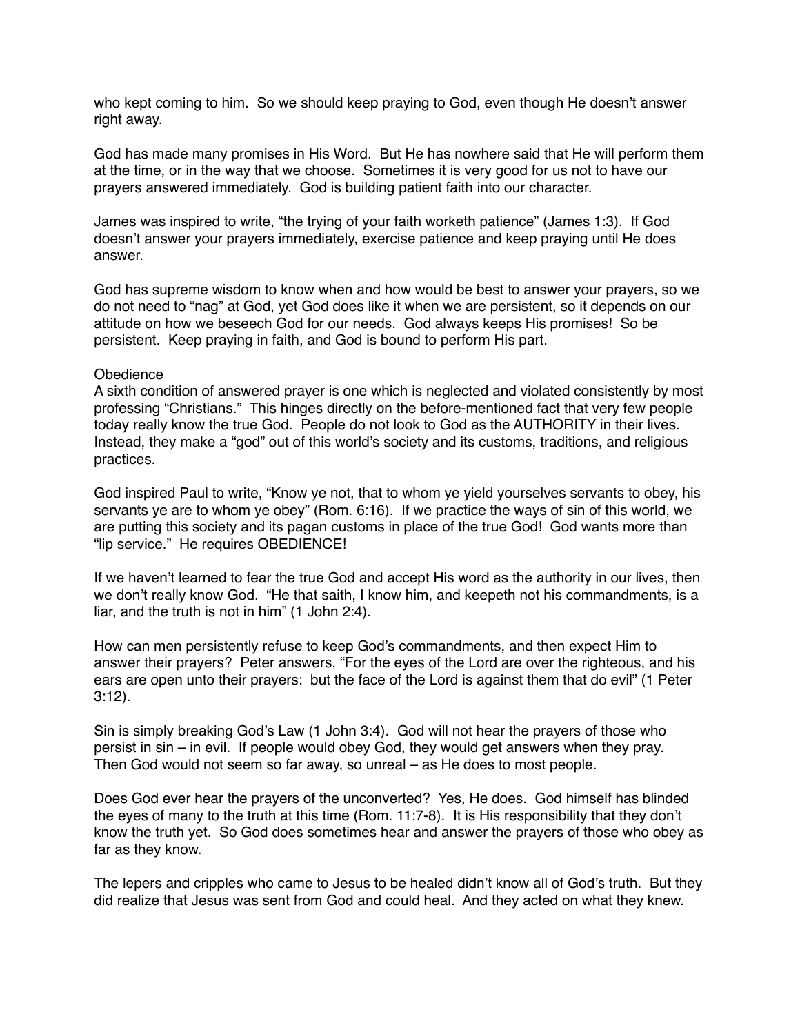who kept coming to him. So we should keep praying to God, even though He doesn't answer right away.

God has made many promises in His Word. But He has nowhere said that He will perform them at the time, or in the way that we choose. Sometimes it is very good for us not to have our prayers answered immediately. God is building patient faith into our character.

James was inspired to write, "the trying of your faith worketh patience" (James 1:3). If God doesn't answer your prayers immediately, exercise patience and keep praying until He does answer.

God has supreme wisdom to know when and how would be best to answer your prayers, so we do not need to "nag" at God, yet God does like it when we are persistent, so it depends on our attitude on how we beseech God for our needs. God always keeps His promises! So be persistent. Keep praying in faith, and God is bound to perform His part.

## Obedience

A sixth condition of answered prayer is one which is neglected and violated consistently by most professing "Christians." This hinges directly on the before-mentioned fact that very few people today really know the true God. People do not look to God as the AUTHORITY in their lives. Instead, they make a "god" out of this world's society and its customs, traditions, and religious practices.

God inspired Paul to write, "Know ye not, that to whom ye yield yourselves servants to obey, his servants ye are to whom ye obey" (Rom. 6:16). If we practice the ways of sin of this world, we are putting this society and its pagan customs in place of the true God! God wants more than "lip service." He requires OBEDIENCE!

If we haven't learned to fear the true God and accept His word as the authority in our lives, then we don't really know God. "He that saith, I know him, and keepeth not his commandments, is a liar, and the truth is not in him" (1 John 2:4).

How can men persistently refuse to keep God's commandments, and then expect Him to answer their prayers? Peter answers, "For the eyes of the Lord are over the righteous, and his ears are open unto their prayers: but the face of the Lord is against them that do evil" (1 Peter 3:12).

Sin is simply breaking God's Law (1 John 3:4). God will not hear the prayers of those who persist in sin – in evil. If people would obey God, they would get answers when they pray. Then God would not seem so far away, so unreal – as He does to most people.

Does God ever hear the prayers of the unconverted? Yes, He does. God himself has blinded the eyes of many to the truth at this time (Rom. 11:7-8). It is His responsibility that they don't know the truth yet. So God does sometimes hear and answer the prayers of those who obey as far as they know.

The lepers and cripples who came to Jesus to be healed didn't know all of God's truth. But they did realize that Jesus was sent from God and could heal. And they acted on what they knew.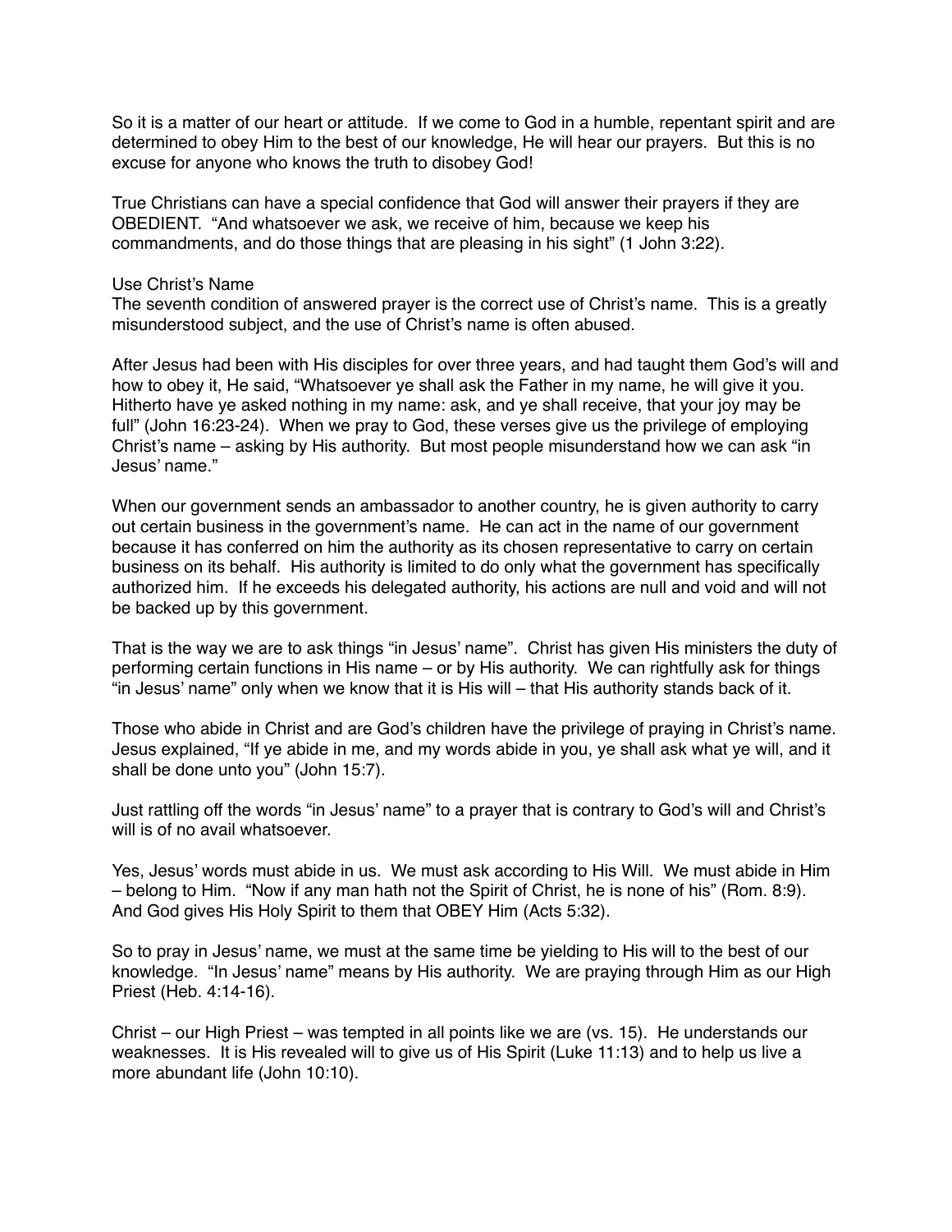So it is a matter of our heart or attitude. If we come to God in a humble, repentant spirit and are determined to obey Him to the best of our knowledge, He will hear our prayers. But this is no excuse for anyone who knows the truth to disobey God!

True Christians can have a special confidence that God will answer their prayers if they are OBEDIENT. "And whatsoever we ask, we receive of him, because we keep his commandments, and do those things that are pleasing in his sight" (1 John 3:22).

## Use Christ's Name

The seventh condition of answered prayer is the correct use of Christ's name. This is a greatly misunderstood subject, and the use of Christ's name is often abused.

After Jesus had been with His disciples for over three years, and had taught them God's will and how to obey it, He said, "Whatsoever ye shall ask the Father in my name, he will give it you. Hitherto have ye asked nothing in my name: ask, and ye shall receive, that your joy may be full" (John 16:23-24). When we pray to God, these verses give us the privilege of employing Christ's name – asking by His authority. But most people misunderstand how we can ask "in Jesus' name."

When our government sends an ambassador to another country, he is given authority to carry out certain business in the government's name. He can act in the name of our government because it has conferred on him the authority as its chosen representative to carry on certain business on its behalf. His authority is limited to do only what the government has specifically authorized him. If he exceeds his delegated authority, his actions are null and void and will not be backed up by this government.

That is the way we are to ask things "in Jesus' name". Christ has given His ministers the duty of performing certain functions in His name – or by His authority. We can rightfully ask for things "in Jesus' name" only when we know that it is His will – that His authority stands back of it.

Those who abide in Christ and are God's children have the privilege of praying in Christ's name. Jesus explained, "If ye abide in me, and my words abide in you, ye shall ask what ye will, and it shall be done unto you" (John 15:7).

Just rattling off the words "in Jesus' name" to a prayer that is contrary to God's will and Christ's will is of no avail whatsoever.

Yes, Jesus' words must abide in us. We must ask according to His Will. We must abide in Him – belong to Him. "Now if any man hath not the Spirit of Christ, he is none of his" (Rom. 8:9). And God gives His Holy Spirit to them that OBEY Him (Acts 5:32).

So to pray in Jesus' name, we must at the same time be yielding to His will to the best of our knowledge. "In Jesus' name" means by His authority. We are praying through Him as our High Priest (Heb. 4:14-16).

Christ – our High Priest – was tempted in all points like we are (vs. 15). He understands our weaknesses. It is His revealed will to give us of His Spirit (Luke 11:13) and to help us live a more abundant life (John 10:10).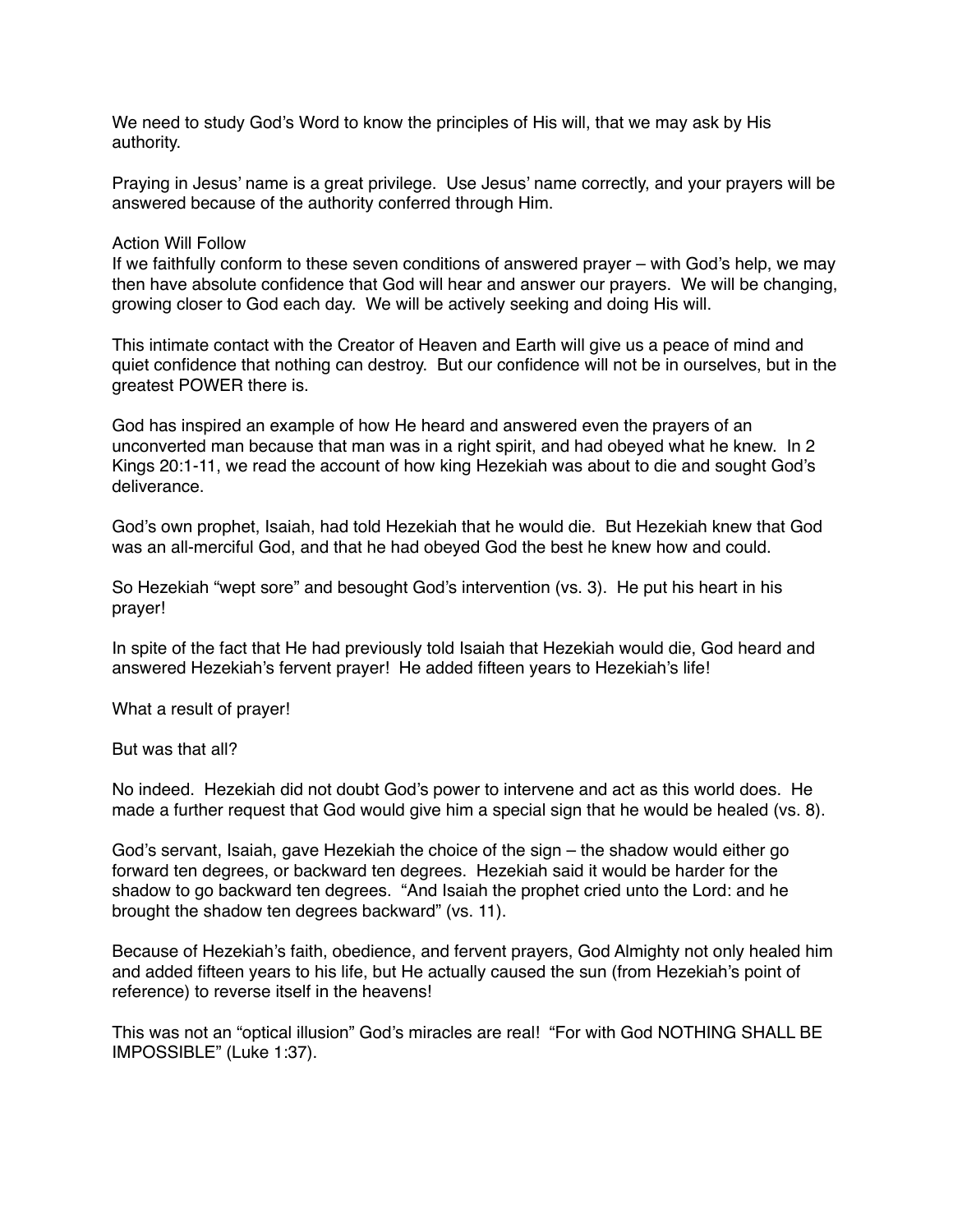We need to study God's Word to know the principles of His will, that we may ask by His authority.

Praying in Jesus' name is a great privilege. Use Jesus' name correctly, and your prayers will be answered because of the authority conferred through Him.

## Action Will Follow

If we faithfully conform to these seven conditions of answered prayer – with God's help, we may then have absolute confidence that God will hear and answer our prayers. We will be changing, growing closer to God each day. We will be actively seeking and doing His will.

This intimate contact with the Creator of Heaven and Earth will give us a peace of mind and quiet confidence that nothing can destroy. But our confidence will not be in ourselves, but in the greatest POWER there is.

God has inspired an example of how He heard and answered even the prayers of an unconverted man because that man was in a right spirit, and had obeyed what he knew. In 2 Kings 20:1-11, we read the account of how king Hezekiah was about to die and sought God's deliverance.

God's own prophet, Isaiah, had told Hezekiah that he would die. But Hezekiah knew that God was an all-merciful God, and that he had obeyed God the best he knew how and could.

So Hezekiah "wept sore" and besought God's intervention (vs. 3). He put his heart in his prayer!

In spite of the fact that He had previously told Isaiah that Hezekiah would die, God heard and answered Hezekiah's fervent prayer! He added fifteen years to Hezekiah's life!

What a result of prayer!

But was that all?

No indeed. Hezekiah did not doubt God's power to intervene and act as this world does. He made a further request that God would give him a special sign that he would be healed (vs. 8).

God's servant, Isaiah, gave Hezekiah the choice of the sign – the shadow would either go forward ten degrees, or backward ten degrees. Hezekiah said it would be harder for the shadow to go backward ten degrees. "And Isaiah the prophet cried unto the Lord: and he brought the shadow ten degrees backward" (vs. 11).

Because of Hezekiah's faith, obedience, and fervent prayers, God Almighty not only healed him and added fifteen years to his life, but He actually caused the sun (from Hezekiah's point of reference) to reverse itself in the heavens!

This was not an "optical illusion" God's miracles are real! "For with God NOTHING SHALL BE IMPOSSIBLE" (Luke 1:37).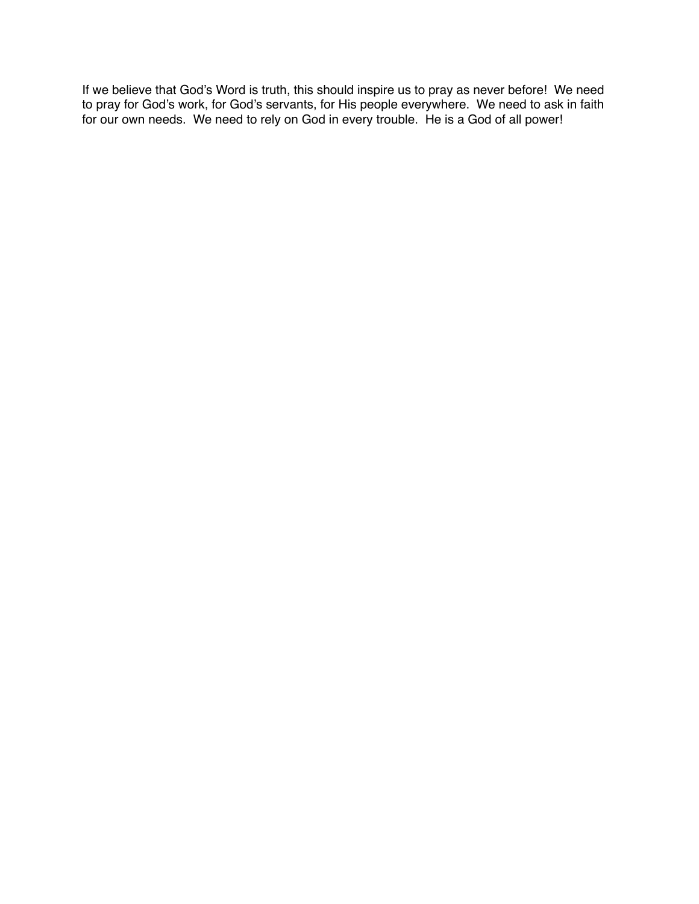If we believe that God's Word is truth, this should inspire us to pray as never before!  We need to pray for God's work, for God's servants, for His people everywhere.  We need to ask in faith for our own needs.  We need to rely on God in every trouble.  He is a God of all power!